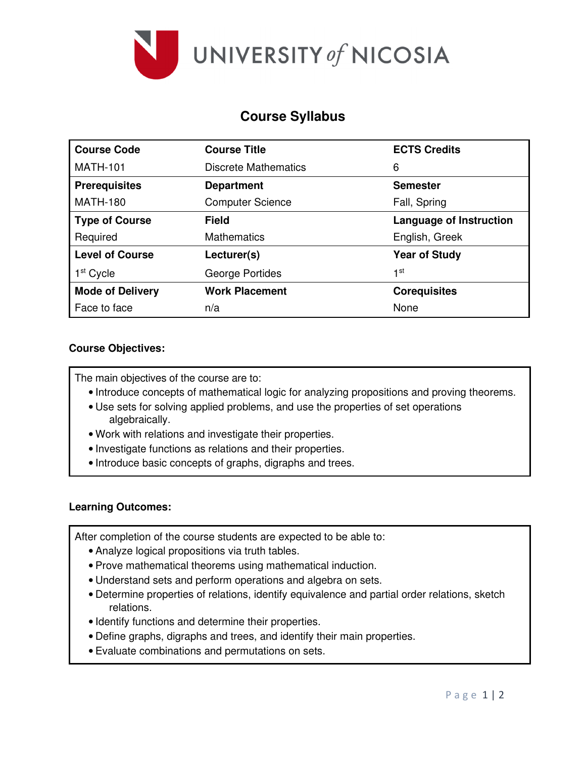UNIVERSITY *of* NICOSIA

# Course Syllabus

| Course Code | Course Title | ECTS Credits |
|---|---|---|
| MATH-101 | Discrete Mathematics | 6 |
| **Prerequisites** | **Department** | **Semester** |
| MATH-180 | Computer Science | Fall, Spring |
| **Type of Course** | **Field** | **Language of Instruction** |
| Required | Mathematics | English, Greek |
| **Level of Course** | **Lecturer(s)** | **Year of Study** |
| 1st Cycle | George Portides | 1st |
| **Mode of Delivery** | **Work Placement** | **Corequisites** |
| Face to face | n/a | None |

**Course Objectives:**

The main objectives of the course are to:

- Introduce concepts of mathematical logic for analyzing propositions and proving theorems.
- Use sets for solving applied problems, and use the properties of set operations algebraically.
- Work with relations and investigate their properties.
- Investigate functions as relations and their properties.
- Introduce basic concepts of graphs, digraphs and trees.

**Learning Outcomes:**

After completion of the course students are expected to be able to:

- Analyze logical propositions via truth tables.
- Prove mathematical theorems using mathematical induction.
- Understand sets and perform operations and algebra on sets.
- Determine properties of relations, identify equivalence and partial order relations, sketch relations.
- Identify functions and determine their properties.
- Define graphs, digraphs and trees, and identify their main properties.
- Evaluate combinations and permutations on sets.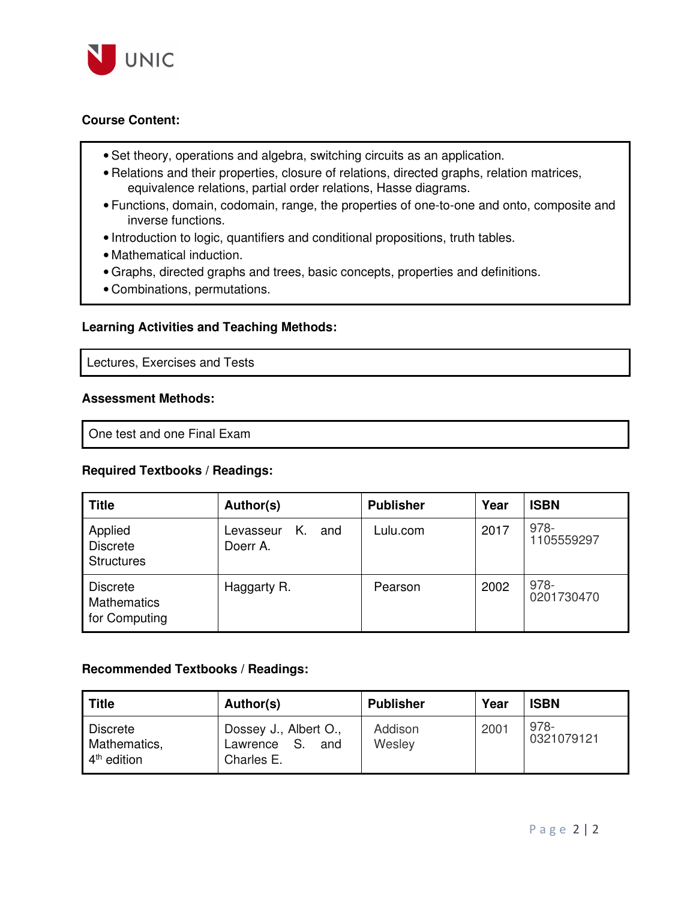**Course Content:**

- Set theory, operations and algebra, switching circuits as an application.
- Relations and their properties, closure of relations, directed graphs, relation matrices, equivalence relations, partial order relations, Hasse diagrams.
- Functions, domain, codomain, range, the properties of one-to-one and onto, composite and inverse functions.
- Introduction to logic, quantifiers and conditional propositions, truth tables.
- Mathematical induction.
- Graphs, directed graphs and trees, basic concepts, properties and definitions.
- Combinations, permutations.

**Learning Activities and Teaching Methods:**

Lectures, Exercises and Tests

**Assessment Methods:**

One test and one Final Exam

**Required Textbooks / Readings:**

| Title | Author(s) | Publisher | Year | ISBN |
|---|---|---|---|---|
| Applied Discrete Structures | Levasseur K. and Doerr A. | Lulu.com | 2017 | 978-1105559297 |
| Discrete Mathematics for Computing | Haggarty R. | Pearson | 2002 | 978-0201730470 |

**Recommended Textbooks / Readings:**

| Title | Author(s) | Publisher | Year | ISBN |
|---|---|---|---|---|
| Discrete Mathematics, 4th edition | Dossey J., Albert O., Lawrence S. and Charles E. | Addison Wesley | 2001 | 978-0321079121 |